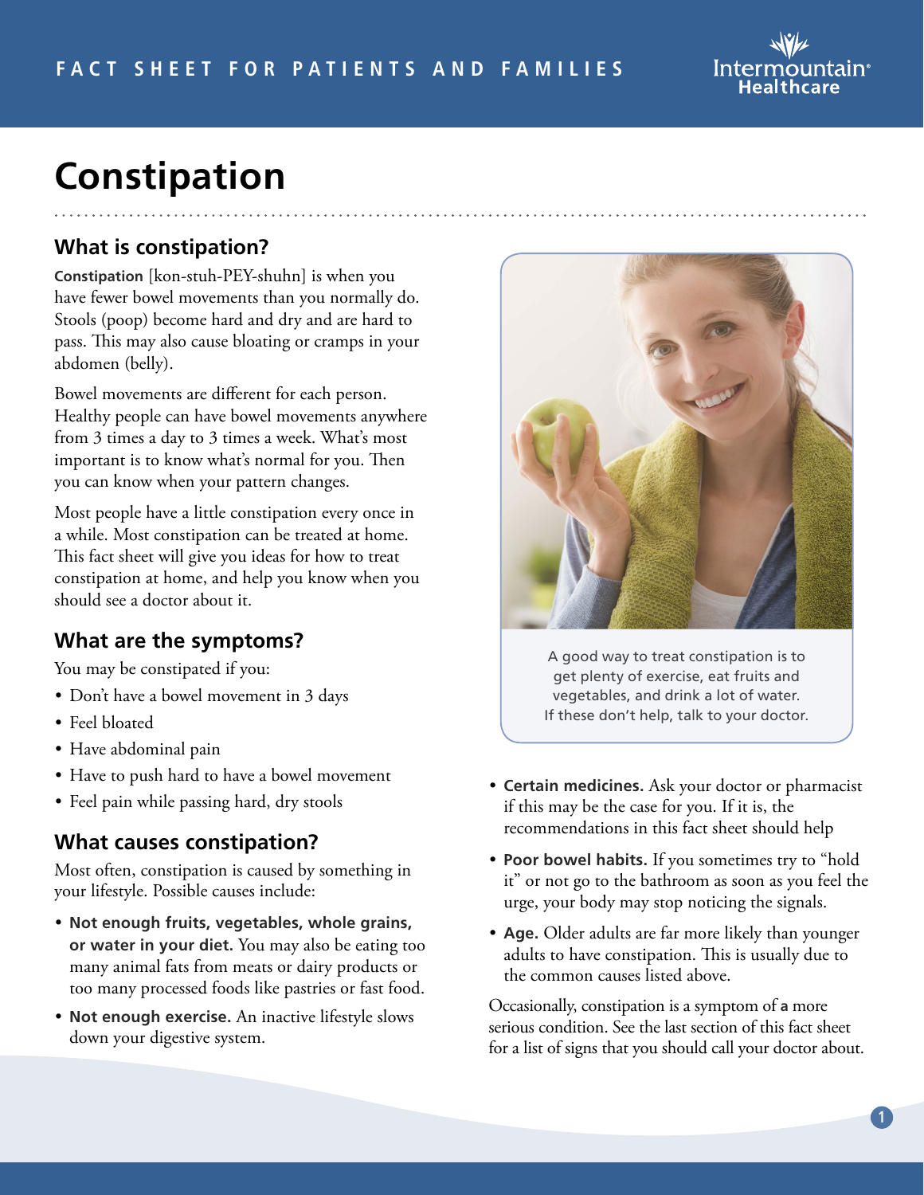FACT SHEET FOR PATIENTS AND FAMILIES

# Constipation

## What is constipation?

**Constipation** [kon-stuh-PEY-shuhn] is when you have fewer bowel movements than you normally do. Stools (poop) become hard and dry and are hard to pass. This may also cause bloating or cramps in your abdomen (belly).

Bowel movements are different for each person. Healthy people can have bowel movements anywhere from 3 times a day to 3 times a week. What's most important is to know what's normal for you. Then you can know when your pattern changes.

Most people have a little constipation every once in a while. Most constipation can be treated at home. This fact sheet will give you ideas for how to treat constipation at home, and help you know when you should see a doctor about it.

## What are the symptoms?

You may be constipated if you:

- Don't have a bowel movement in 3 days
- Feel bloated
- Have abdominal pain
- Have to push hard to have a bowel movement
- Feel pain while passing hard, dry stools

## What causes constipation?

Most often, constipation is caused by something in your lifestyle. Possible causes include:

- **Not enough fruits, vegetables, whole grains, or water in your diet.** You may also be eating too many animal fats from meats or dairy products or too many processed foods like pastries or fast food.
- **Not enough exercise.** An inactive lifestyle slows down your digestive system.

A good way to treat constipation is to get plenty of exercise, eat fruits and vegetables, and drink a lot of water. If these don't help, talk to your doctor.

- **Certain medicines.** Ask your doctor or pharmacist if this may be the case for you. If it is, the recommendations in this fact sheet should help
- **Poor bowel habits.** If you sometimes try to "hold it" or not go to the bathroom as soon as you feel the urge, your body may stop noticing the signals.
- **Age.** Older adults are far more likely than younger adults to have constipation. This is usually due to the common causes listed above.

Occasionally, constipation is a symptom of a more serious condition. See the last section of this fact sheet for a list of signs that you should call your doctor about.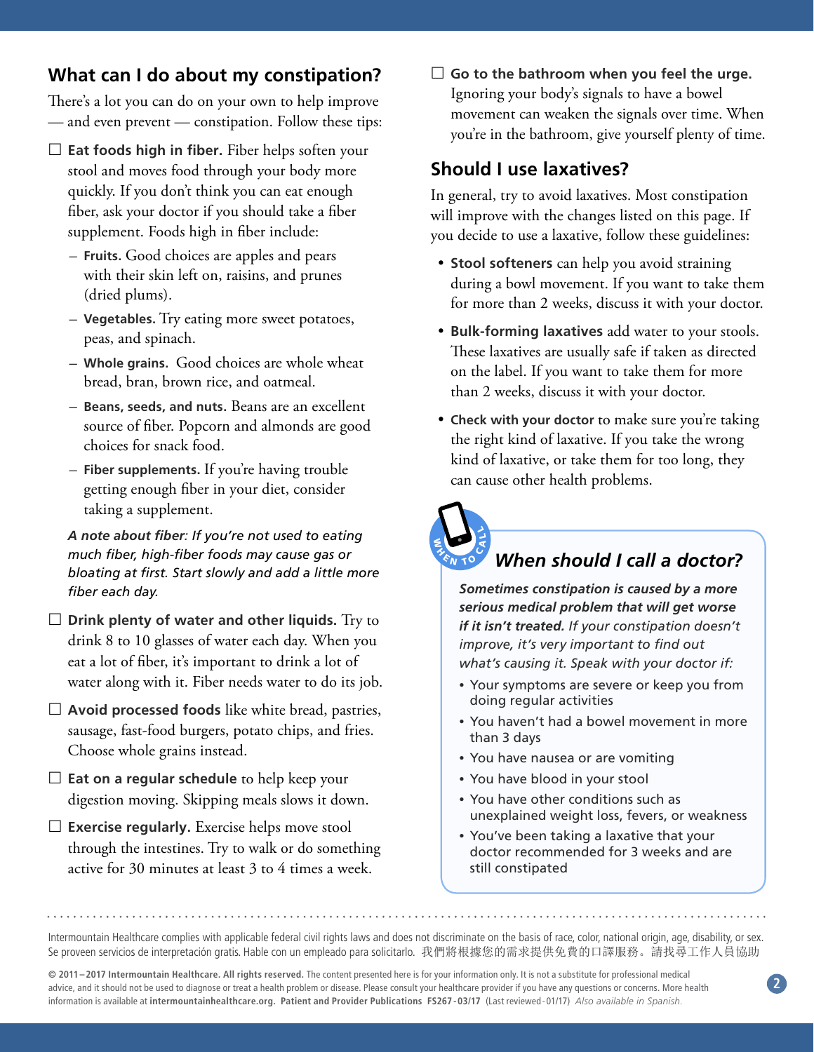## What can I do about my constipation?

There's a lot you can do on your own to help improve — and even prevent — constipation. Follow these tips:

☐ **Eat foods high in fiber.** Fiber helps soften your stool and moves food through your body more quickly. If you don't think you can eat enough fiber, ask your doctor if you should take a fiber supplement. Foods high in fiber include:

- **Fruits.** Good choices are apples and pears with their skin left on, raisins, and prunes (dried plums).
- **Vegetables.** Try eating more sweet potatoes, peas, and spinach.
- **Whole grains.** Good choices are whole wheat bread, bran, brown rice, and oatmeal.
- **Beans, seeds, and nuts.** Beans are an excellent source of fiber. Popcorn and almonds are good choices for snack food.
- **Fiber supplements.** If you're having trouble getting enough fiber in your diet, consider taking a supplement.

***A note about fiber**: If you're not used to eating much fiber, high-fiber foods may cause gas or bloating at first. Start slowly and add a little more fiber each day.*

☐ **Drink plenty of water and other liquids.** Try to drink 8 to 10 glasses of water each day. When you eat a lot of fiber, it's important to drink a lot of water along with it. Fiber needs water to do its job.

☐ **Avoid processed foods** like white bread, pastries, sausage, fast-food burgers, potato chips, and fries. Choose whole grains instead.

☐ **Eat on a regular schedule** to help keep your digestion moving. Skipping meals slows it down.

☐ **Exercise regularly.** Exercise helps move stool through the intestines. Try to walk or do something active for 30 minutes at least 3 to 4 times a week.

☐ **Go to the bathroom when you feel the urge.** Ignoring your body's signals to have a bowel movement can weaken the signals over time. When you're in the bathroom, give yourself plenty of time.

## Should I use laxatives?

In general, try to avoid laxatives. Most constipation will improve with the changes listed on this page. If you decide to use a laxative, follow these guidelines:

- **Stool softeners** can help you avoid straining during a bowel movement. If you want to take them for more than 2 weeks, discuss it with your doctor.
- **Bulk-forming laxatives** add water to your stools. These laxatives are usually safe if taken as directed on the label. If you want to take them for more than 2 weeks, discuss it with your doctor.
- **Check with your doctor** to make sure you're taking the right kind of laxative. If you take the wrong kind of laxative, or take them for too long, they can cause other health problems.

WHEN TO CALL

### *When should I call a doctor?*

***Sometimes constipation is caused by a more serious medical problem that will get worse if it isn't treated.** If your constipation doesn't improve, it's very important to find out what's causing it. Speak with your doctor if:*

- Your symptoms are severe or keep you from doing regular activities
- You haven't had a bowel movement in more than 3 days
- You have nausea or are vomiting
- You have blood in your stool
- You have other conditions such as unexplained weight loss, fevers, or weakness
- You've been taking a laxative that your doctor recommended for 3 weeks and are still constipated

Intermountain Healthcare complies with applicable federal civil rights laws and does not discriminate on the basis of race, color, national origin, age, disability, or sex. Se proveen servicios de interpretación gratis. Hable con un empleado para solicitarlo. 我們將根據您的需求提供免費的口譯服務。請找尋工作人員協助

**© 2011–2017 Intermountain Healthcare. All rights reserved.** The content presented here is for your information only. It is not a substitute for professional medical advice, and it should not be used to diagnose or treat a health problem or disease. Please consult your healthcare provider if you have any questions or concerns. More health information is available at **intermountainhealthcare.org. Patient and Provider Publications FS267 - 03/17** (Last reviewed - 01/17) *Also available in Spanish.*